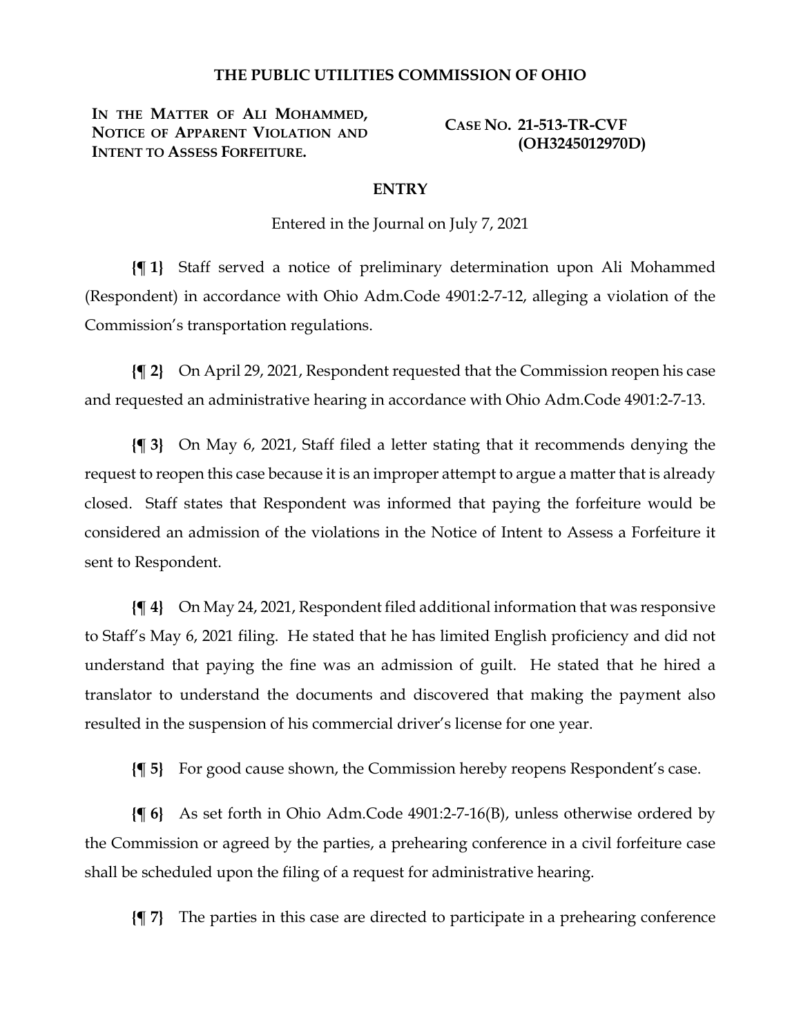# THE PUBLIC UTILITIES COMMISSION OF OHIO

**IN THE MATTER OF ALI MOHAMMED, NOTICE OF APPARENT VIOLATION AND INTENT TO ASSESS FORFEITURE.**

**CASE NO. 21-513-TR-CVF (OH3245012970D)**

## ENTRY

Entered in the Journal on July 7, 2021

**{¶ 1}** Staff served a notice of preliminary determination upon Ali Mohammed (Respondent) in accordance with Ohio Adm.Code 4901:2-7-12, alleging a violation of the Commission's transportation regulations.

**{¶ 2}** On April 29, 2021, Respondent requested that the Commission reopen his case and requested an administrative hearing in accordance with Ohio Adm.Code 4901:2-7-13.

**{¶ 3}** On May 6, 2021, Staff filed a letter stating that it recommends denying the request to reopen this case because it is an improper attempt to argue a matter that is already closed. Staff states that Respondent was informed that paying the forfeiture would be considered an admission of the violations in the Notice of Intent to Assess a Forfeiture it sent to Respondent.

**{¶ 4}** On May 24, 2021, Respondent filed additional information that was responsive to Staff's May 6, 2021 filing. He stated that he has limited English proficiency and did not understand that paying the fine was an admission of guilt. He stated that he hired a translator to understand the documents and discovered that making the payment also resulted in the suspension of his commercial driver's license for one year.

**{¶ 5}** For good cause shown, the Commission hereby reopens Respondent's case.

**{¶ 6}** As set forth in Ohio Adm.Code 4901:2-7-16(B), unless otherwise ordered by the Commission or agreed by the parties, a prehearing conference in a civil forfeiture case shall be scheduled upon the filing of a request for administrative hearing.

**{¶ 7}** The parties in this case are directed to participate in a prehearing conference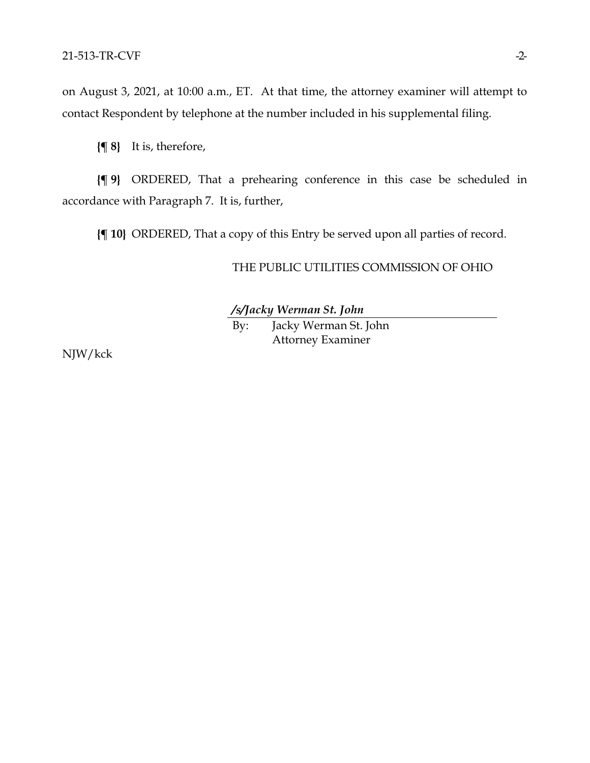on August 3, 2021, at 10:00 a.m., ET. At that time, the attorney examiner will attempt to contact Respondent by telephone at the number included in his supplemental filing.

**{¶ 8}** It is, therefore,

**{¶ 9}** ORDERED, That a prehearing conference in this case be scheduled in accordance with Paragraph 7. It is, further,

**{¶ 10}** ORDERED, That a copy of this Entry be served upon all parties of record.

THE PUBLIC UTILITIES COMMISSION OF OHIO

***/s/Jacky Werman St. John***

By: Jacky Werman St. John
Attorney Examiner

NJW/kck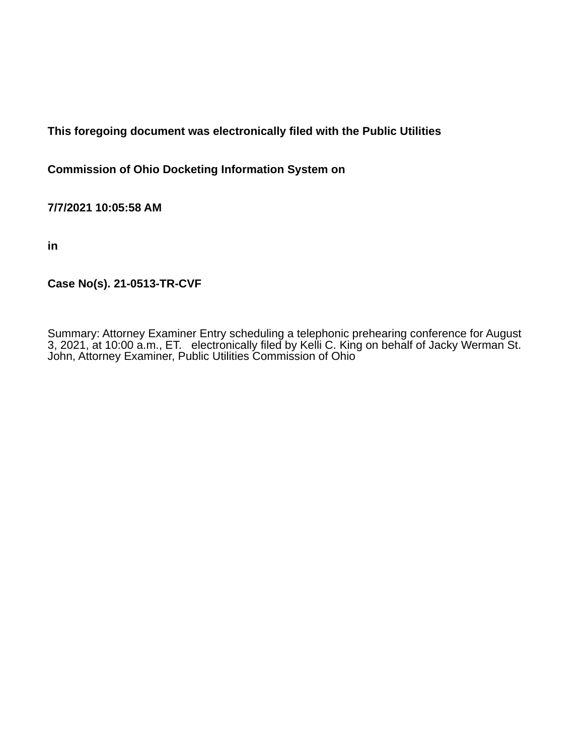**This foregoing document was electronically filed with the Public Utilities**

**Commission of Ohio Docketing Information System on**

**7/7/2021 10:05:58 AM**

**in**

**Case No(s). 21-0513-TR-CVF**

Summary: Attorney Examiner Entry scheduling a telephonic prehearing conference for August 3, 2021, at 10:00 a.m., ET. electronically filed by Kelli C. King on behalf of Jacky Werman St. John, Attorney Examiner, Public Utilities Commission of Ohio